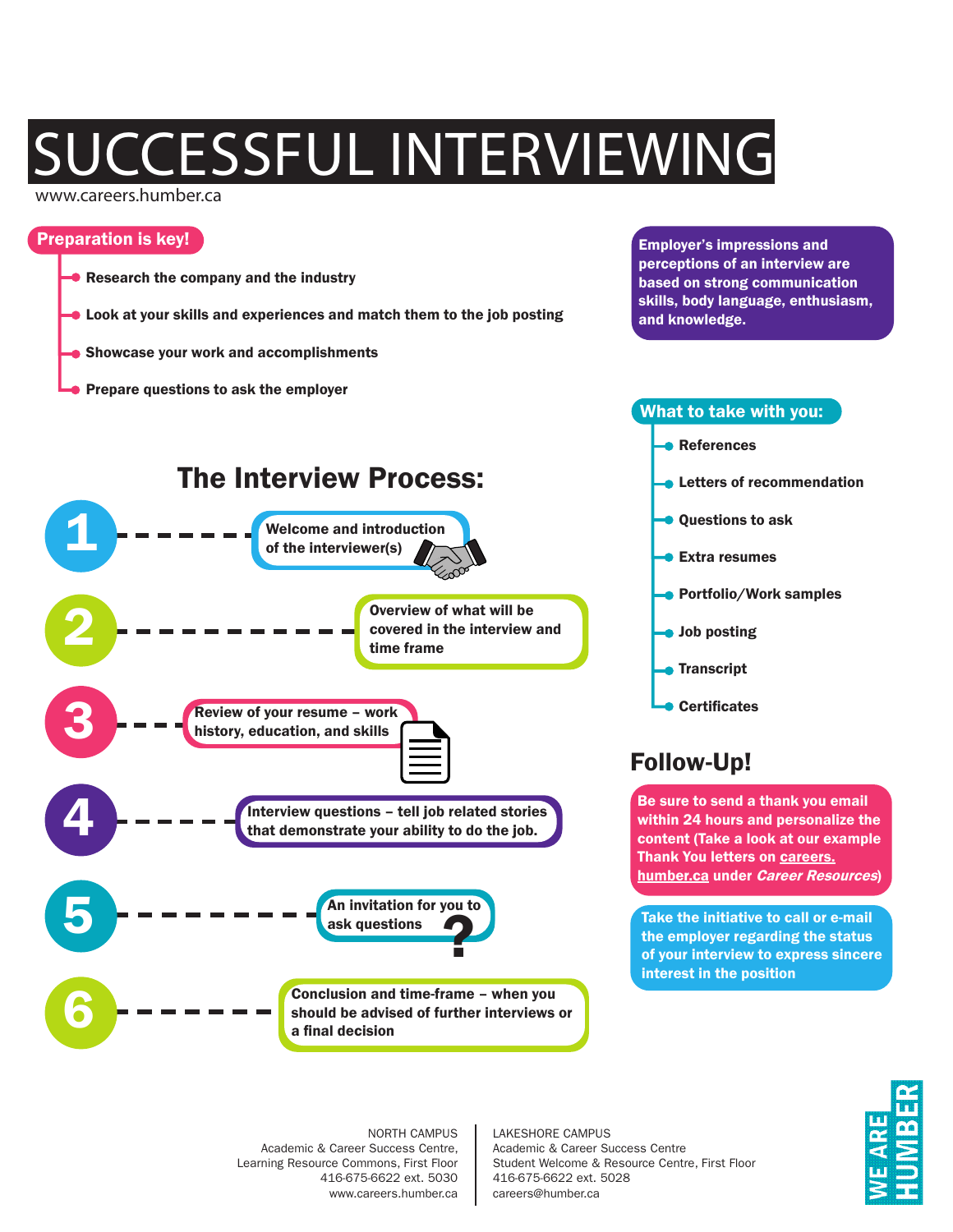# SUCCESSFUL INTERVIEWING

www.careers.humber.ca

## Preparation is key!

- Research the company and the industry
- Look at your skills and experiences and match them to the job posting
- Showcase your work and accomplishments
- Prepare questions to ask the employer

**Employer's impressions and perceptions of an interview are based on strong communication skills, body language, enthusiasm, and knowledge.**

## The Interview Process:

1. Welcome and introduction of the interviewer(s)
2. Overview of what will be covered in the interview and time frame
3. Review of your resume – work history, education, and skills
4. Interview questions – tell job related stories that demonstrate your ability to do the job.
5. An invitation for you to ask questions
6. Conclusion and time-frame – when you should be advised of further interviews or a final decision

## What to take with you:

- References
- Letters of recommendation
- Questions to ask
- Extra resumes
- Portfolio/Work samples
- Job posting
- Transcript
- Certificates

## Follow-Up!

**Be sure to send a thank you email within 24 hours and personalize the content (Take a look at our example Thank You letters on careers.humber.ca under *Career Resources*)**

**Take the initiative to call or e-mail the employer regarding the status of your interview to express sincere interest in the position**

NORTH CAMPUS
Academic & Career Success Centre,
Learning Resource Commons, First Floor
416-675-6622 ext. 5030
www.careers.humber.ca

LAKESHORE CAMPUS
Academic & Career Success Centre
Student Welcome & Resource Centre, First Floor
416-675-6622 ext. 5028
careers@humber.ca

WE ARE HUMBER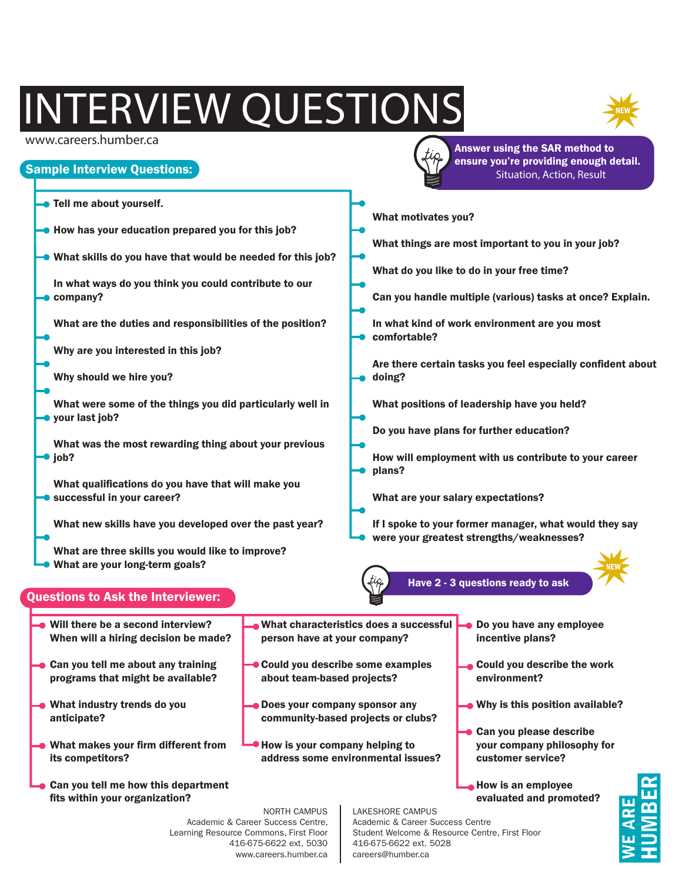# INTERVIEW QUESTIONS

www.careers.humber.ca

NEW

**Answer using the SAR method to ensure you're providing enough detail.**
Situation, Action, Result

## Sample Interview Questions:

- **Tell me about yourself.**
- **How has your education prepared you for this job?**
- **What skills do you have that would be needed for this job?**
- **In what ways do you think you could contribute to our company?**
- **What are the duties and responsibilities of the position?**
- **Why are you interested in this job?**
- **Why should we hire you?**
- **What were some of the things you did particularly well in your last job?**
- **What was the most rewarding thing about your previous job?**
- **What qualifications do you have that will make you successful in your career?**
- **What new skills have you developed over the past year?**
- **What are three skills you would like to improve?**
- **What are your long-term goals?**
- **What motivates you?**
- **What things are most important to you in your job?**
- **What do you like to do in your free time?**
- **Can you handle multiple (various) tasks at once? Explain.**
- **In what kind of work environment are you most comfortable?**
- **Are there certain tasks you feel especially confident about doing?**
- **What positions of leadership have you held?**
- **Do you have plans for further education?**
- **How will employment with us contribute to your career plans?**
- **What are your salary expectations?**
- **If I spoke to your former manager, what would they say were your greatest strengths/weaknesses?**

NEW

**Have 2 - 3 questions ready to ask**

## Questions to Ask the Interviewer:

- **Will there be a second interview? When will a hiring decision be made?**
- **Can you tell me about any training programs that might be available?**
- **What industry trends do you anticipate?**
- **What makes your firm different from its competitors?**
- **Can you tell me how this department fits within your organization?**
- **What characteristics does a successful person have at your company?**
- **Could you describe some examples about team-based projects?**
- **Does your company sponsor any community-based projects or clubs?**
- **How is your company helping to address some environmental issues?**
- **Do you have any employee incentive plans?**
- **Could you describe the work environment?**
- **Why is this position available?**
- **Can you please describe your company philosophy for customer service?**
- **How is an employee evaluated and promoted?**

NORTH CAMPUS
Academic & Career Success Centre,
Learning Resource Commons, First Floor
416-675-6622 ext. 5030
www.careers.humber.ca

LAKESHORE CAMPUS
Academic & Career Success Centre
Student Welcome & Resource Centre, First Floor
416-675-6622 ext. 5028
careers@humber.ca

WE ARE HUMBER